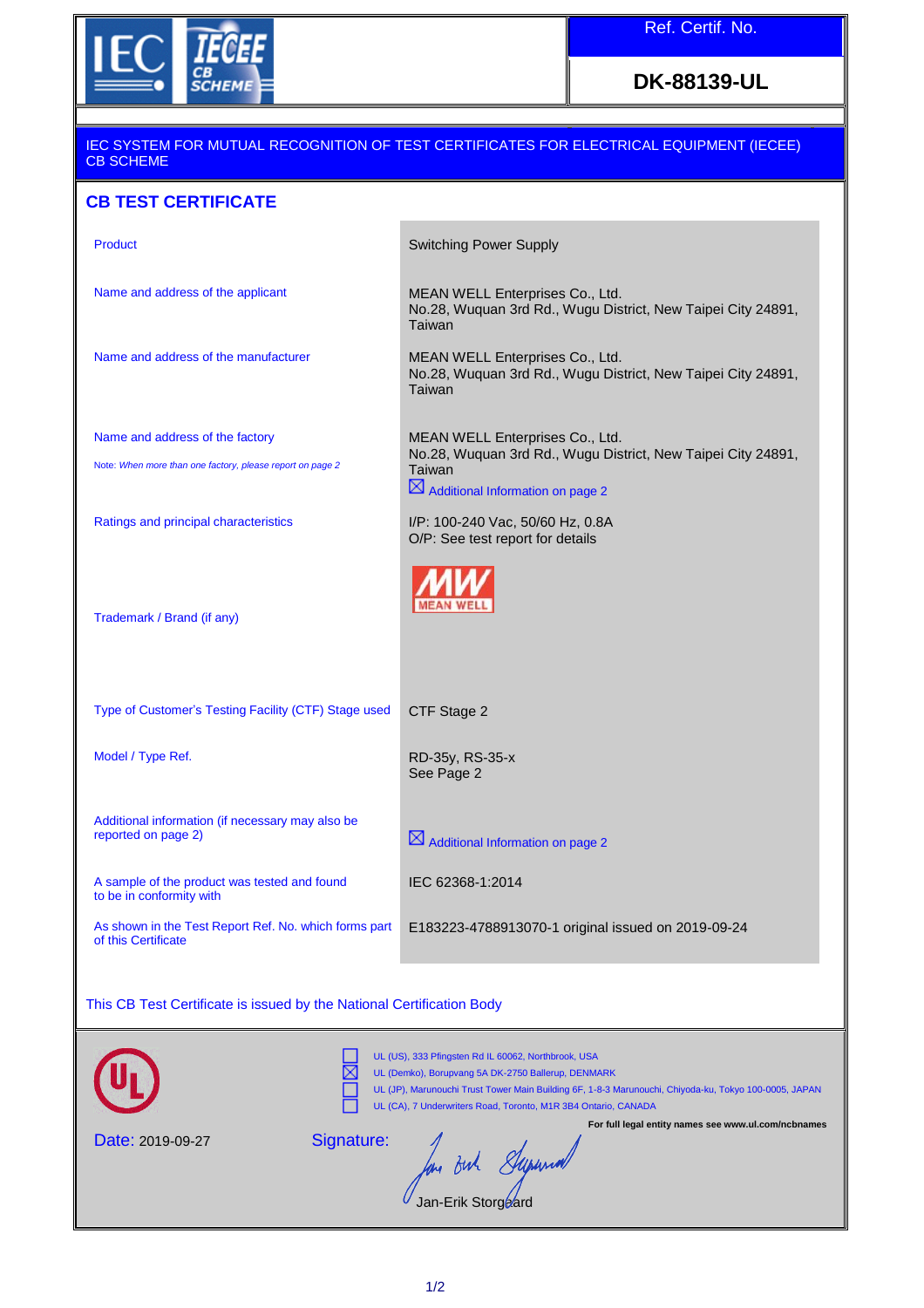| Ref. Certif. No. |
| --- |
| **DK-88139-UL** |

IEC SYSTEM FOR MUTUAL RECOGNITION OF TEST CERTIFICATES FOR ELECTRICAL EQUIPMENT (IECEE) CB SCHEME

## CB TEST CERTIFICATE

| | |
| --- | --- |
| Product | Switching Power Supply |
| Name and address of the applicant | MEAN WELL Enterprises Co., Ltd.<br>No.28, Wuquan 3rd Rd., Wugu District, New Taipei City 24891, Taiwan |
| Name and address of the manufacturer | MEAN WELL Enterprises Co., Ltd.<br>No.28, Wuquan 3rd Rd., Wugu District, New Taipei City 24891, Taiwan |
| Name and address of the factory<br>Note: *When more than one factory, please report on page 2* | MEAN WELL Enterprises Co., Ltd.<br>No.28, Wuquan 3rd Rd., Wugu District, New Taipei City 24891, Taiwan<br>☒ Additional Information on page 2 |
| Ratings and principal characteristics | I/P: 100-240 Vac, 50/60 Hz, 0.8A<br>O/P: See test report for details |
| Trademark / Brand (if any) | MW MEAN WELL |
| Type of Customer's Testing Facility (CTF) Stage used | CTF Stage 2 |
| Model / Type Ref. | RD-35y, RS-35-x<br>See Page 2 |
| Additional information (if necessary may also be reported on page 2) | ☒ Additional Information on page 2 |
| A sample of the product was tested and found to be in conformity with | IEC 62368-1:2014 |
| As shown in the Test Report Ref. No. which forms part of this Certificate | E183223-4788913070-1 original issued on 2019-09-24 |

This CB Test Certificate is issued by the National Certification Body

- ☐ UL (US), 333 Pfingsten Rd IL 60062, Northbrook, USA
- ☒ UL (Demko), Borupvang 5A DK-2750 Ballerup, DENMARK
- ☐ UL (JP), Marunouchi Trust Tower Main Building 6F, 1-8-3 Marunouchi, Chiyoda-ku, Tokyo 100-0005, JAPAN
- ☐ UL (CA), 7 Underwriters Road, Toronto, M1R 3B4 Ontario, CANADA

**For full legal entity names see www.ul.com/ncbnames**

Date: 2019-09-27

Signature: Jan-Erik Storgaard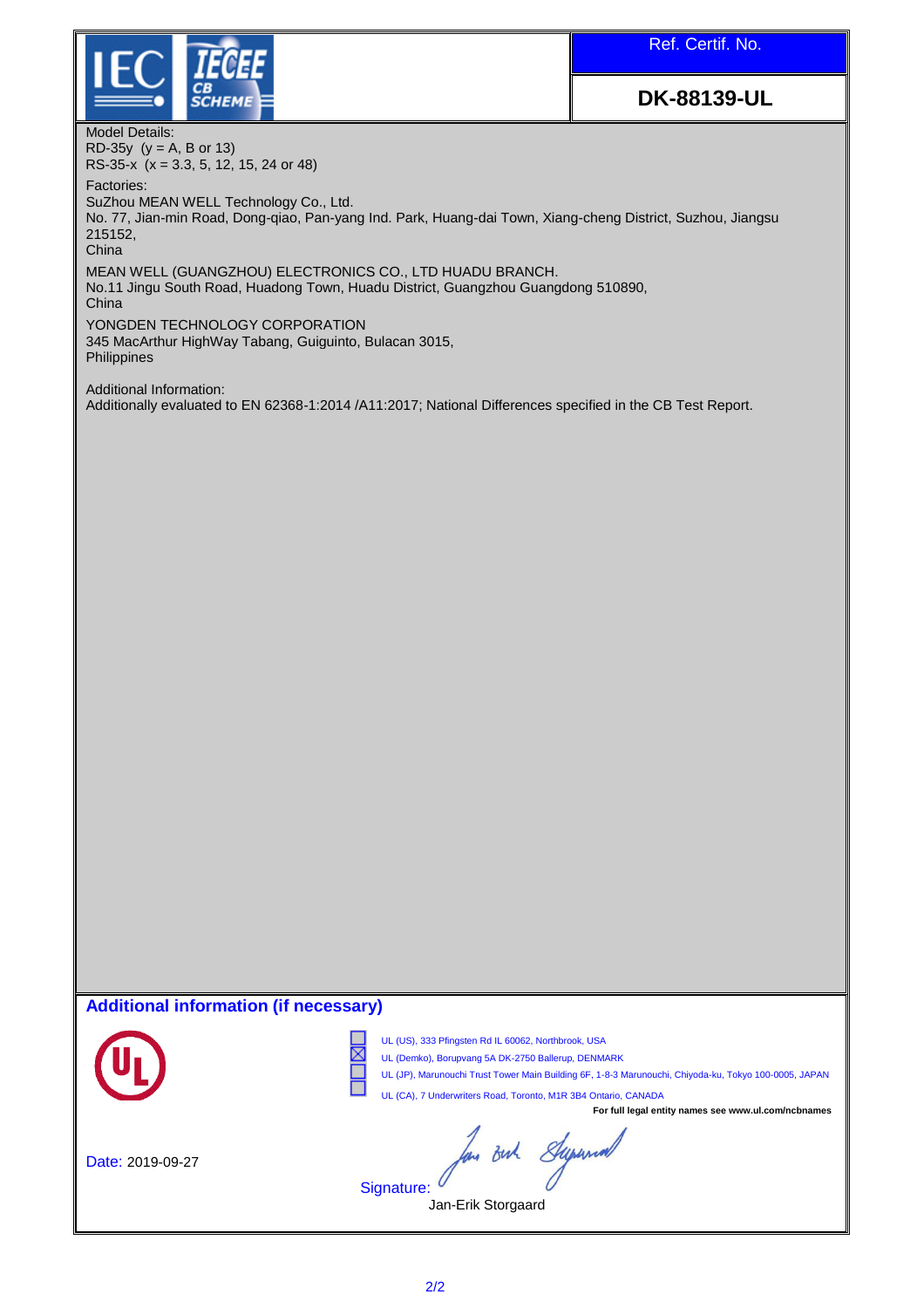Ref. Certif. No.

**DK-88139-UL**

Model Details:
RD-35y (y = A, B or 13)
RS-35-x (x = 3.3, 5, 12, 15, 24 or 48)

Factories:
SuZhou MEAN WELL Technology Co., Ltd.
No. 77, Jian-min Road, Dong-qiao, Pan-yang Ind. Park, Huang-dai Town, Xiang-cheng District, Suzhou, Jiangsu 215152,
China

MEAN WELL (GUANGZHOU) ELECTRONICS CO., LTD HUADU BRANCH.
No.11 Jingu South Road, Huadong Town, Huadu District, Guangzhou Guangdong 510890,
China

YONGDEN TECHNOLOGY CORPORATION
345 MacArthur HighWay Tabang, Guiguinto, Bulacan 3015,
Philippines

Additional Information:
Additionally evaluated to EN 62368-1:2014 /A11:2017; National Differences specified in the CB Test Report.

## Additional information (if necessary)

- ☐ UL (US), 333 Pfingsten Rd IL 60062, Northbrook, USA
- ☒ UL (Demko), Borupvang 5A DK-2750 Ballerup, DENMARK
- ☐ UL (JP), Marunouchi Trust Tower Main Building 6F, 1-8-3 Marunouchi, Chiyoda-ku, Tokyo 100-0005, JAPAN
- ☐ UL (CA), 7 Underwriters Road, Toronto, M1R 3B4 Ontario, CANADA

**For full legal entity names see www.ul.com/ncbnames**

Date: 2019-09-27

Signature:
Jan-Erik Storgaard